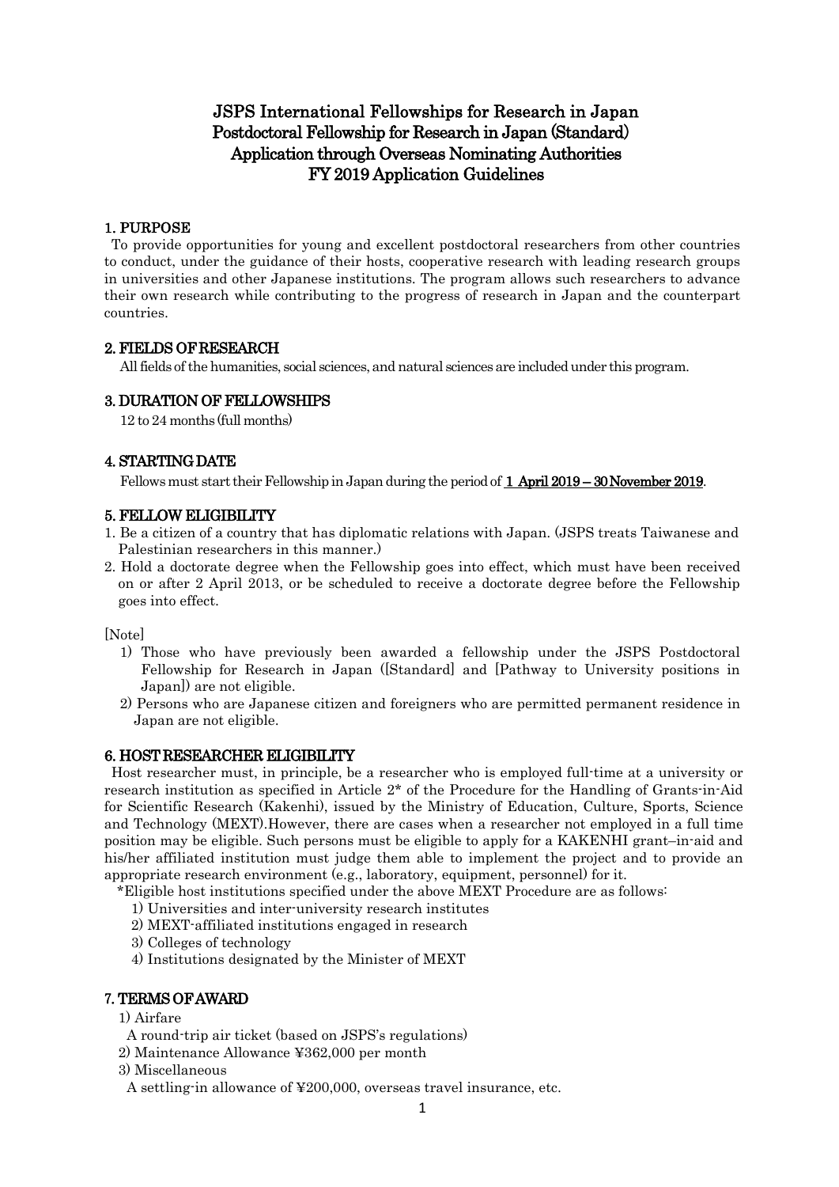# JSPS International Fellowships for Research in Japan Postdoctoral Fellowship for Research in Japan (Standard) Application through Overseas Nominating Authorities FY 2019 Application Guidelines

## 1. PURPOSE

To provide opportunities for young and excellent postdoctoral researchers from other countries to conduct, under the guidance of their hosts, cooperative research with leading research groups in universities and other Japanese institutions. The program allows such researchers to advance their own research while contributing to the progress of research in Japan and the counterpart countries.

## 2. FIELDS OF RESEARCH

All fields of the humanities, social sciences, and natural sciences are included under this program.

## 3. DURATION OF FELLOWSHIPS

12 to 24 months (full months)

## 4. STARTING DATE

Fellows must start their Fellowship in Japan during the period of **1 April 2019 – 30 November 2019**.

## 5. FELLOW ELIGIBILITY

1. Be a citizen of a country that has diplomatic relations with Japan. (JSPS treats Taiwanese and Palestinian researchers in this manner.)
2. Hold a doctorate degree when the Fellowship goes into effect, which must have been received on or after 2 April 2013, or be scheduled to receive a doctorate degree before the Fellowship goes into effect.

[Note]

1) Those who have previously been awarded a fellowship under the JSPS Postdoctoral Fellowship for Research in Japan ([Standard] and [Pathway to University positions in Japan]) are not eligible.
2) Persons who are Japanese citizen and foreigners who are permitted permanent residence in Japan are not eligible.

## 6. HOST RESEARCHER ELIGIBILITY

Host researcher must, in principle, be a researcher who is employed full-time at a university or research institution as specified in Article 2* of the Procedure for the Handling of Grants-in-Aid for Scientific Research (Kakenhi), issued by the Ministry of Education, Culture, Sports, Science and Technology (MEXT).However, there are cases when a researcher not employed in a full time position may be eligible. Such persons must be eligible to apply for a KAKENHI grant–in-aid and his/her affiliated institution must judge them able to implement the project and to provide an appropriate research environment (e.g., laboratory, equipment, personnel) for it.

*Eligible host institutions specified under the above MEXT Procedure are as follows:

1) Universities and inter-university research institutes
2) MEXT-affiliated institutions engaged in research
3) Colleges of technology
4) Institutions designated by the Minister of MEXT

## 7. TERMS OF AWARD

1) Airfare

A round-trip air ticket (based on JSPS's regulations)

2) Maintenance Allowance ¥362,000 per month

3) Miscellaneous

A settling-in allowance of ¥200,000, overseas travel insurance, etc.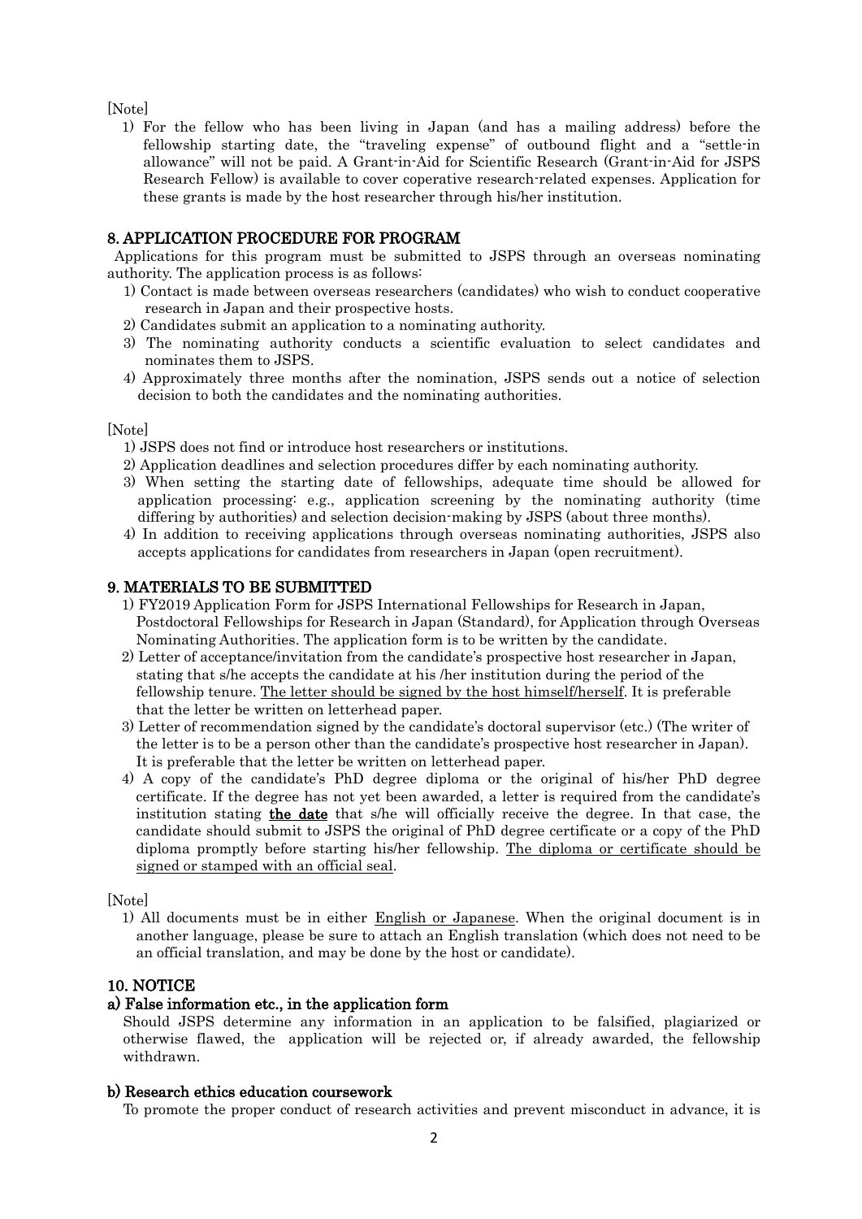[Note]

1) For the fellow who has been living in Japan (and has a mailing address) before the fellowship starting date, the "traveling expense" of outbound flight and a "settle-in allowance" will not be paid. A Grant-in-Aid for Scientific Research (Grant-in-Aid for JSPS Research Fellow) is available to cover coperative research-related expenses. Application for these grants is made by the host researcher through his/her institution.

## 8. APPLICATION PROCEDURE FOR PROGRAM

Applications for this program must be submitted to JSPS through an overseas nominating authority. The application process is as follows:

1) Contact is made between overseas researchers (candidates) who wish to conduct cooperative research in Japan and their prospective hosts.
2) Candidates submit an application to a nominating authority.
3) The nominating authority conducts a scientific evaluation to select candidates and nominates them to JSPS.
4) Approximately three months after the nomination, JSPS sends out a notice of selection decision to both the candidates and the nominating authorities.

[Note]

1) JSPS does not find or introduce host researchers or institutions.
2) Application deadlines and selection procedures differ by each nominating authority.
3) When setting the starting date of fellowships, adequate time should be allowed for application processing: e.g., application screening by the nominating authority (time differing by authorities) and selection decision-making by JSPS (about three months).
4) In addition to receiving applications through overseas nominating authorities, JSPS also accepts applications for candidates from researchers in Japan (open recruitment).

## 9. MATERIALS TO BE SUBMITTED

1) FY2019 Application Form for JSPS International Fellowships for Research in Japan, Postdoctoral Fellowships for Research in Japan (Standard), for Application through Overseas Nominating Authorities. The application form is to be written by the candidate.
2) Letter of acceptance/invitation from the candidate's prospective host researcher in Japan, stating that s/he accepts the candidate at his /her institution during the period of the fellowship tenure. <u>The letter should be signed by the host himself/herself</u>. It is preferable that the letter be written on letterhead paper.
3) Letter of recommendation signed by the candidate's doctoral supervisor (etc.) (The writer of the letter is to be a person other than the candidate's prospective host researcher in Japan). It is preferable that the letter be written on letterhead paper.
4) A copy of the candidate's PhD degree diploma or the original of his/her PhD degree certificate. If the degree has not yet been awarded, a letter is required from the candidate's institution stating **<u>the date</u>** that s/he will officially receive the degree. In that case, the candidate should submit to JSPS the original of PhD degree certificate or a copy of the PhD diploma promptly before starting his/her fellowship. <u>The diploma or certificate should be signed or stamped with an official seal</u>.

[Note]

1) All documents must be in either <u>English or Japanese</u>. When the original document is in another language, please be sure to attach an English translation (which does not need to be an official translation, and may be done by the host or candidate).

## 10. NOTICE

### a) False information etc., in the application form

Should JSPS determine any information in an application to be falsified, plagiarized or otherwise flawed, the application will be rejected or, if already awarded, the fellowship withdrawn.

### b) Research ethics education coursework

To promote the proper conduct of research activities and prevent misconduct in advance, it is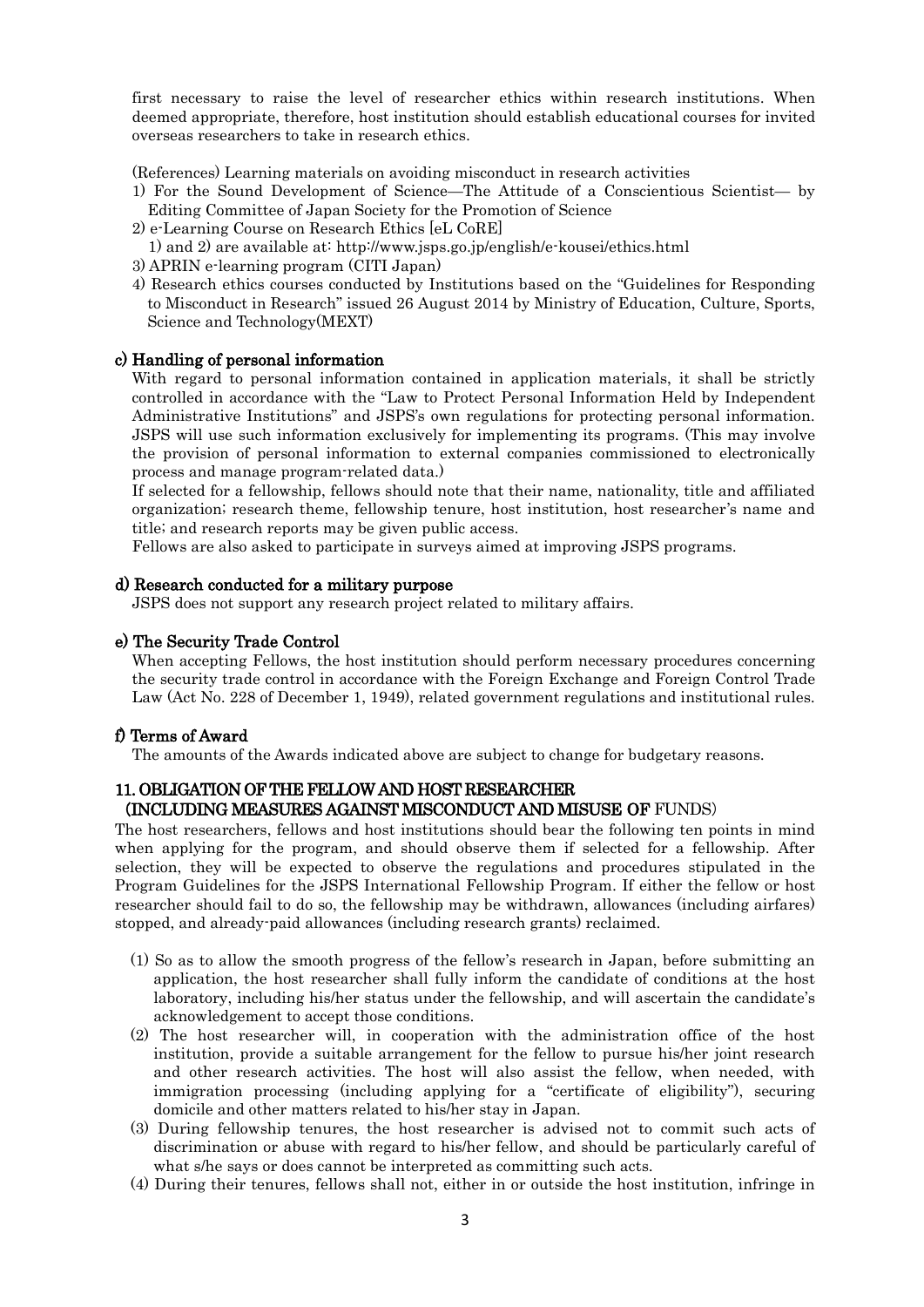first necessary to raise the level of researcher ethics within research institutions. When deemed appropriate, therefore, host institution should establish educational courses for invited overseas researchers to take in research ethics.

(References) Learning materials on avoiding misconduct in research activities

1) For the Sound Development of Science—The Attitude of a Conscientious Scientist— by Editing Committee of Japan Society for the Promotion of Science
2) e-Learning Course on Research Ethics [eL CoRE]
   1) and 2) are available at: http://www.jsps.go.jp/english/e-kousei/ethics.html
3) APRIN e-learning program (CITI Japan)
4) Research ethics courses conducted by Institutions based on the "Guidelines for Responding to Misconduct in Research" issued 26 August 2014 by Ministry of Education, Culture, Sports, Science and Technology(MEXT)

#### c) Handling of personal information

With regard to personal information contained in application materials, it shall be strictly controlled in accordance with the "Law to Protect Personal Information Held by Independent Administrative Institutions" and JSPS's own regulations for protecting personal information. JSPS will use such information exclusively for implementing its programs. (This may involve the provision of personal information to external companies commissioned to electronically process and manage program-related data.)

If selected for a fellowship, fellows should note that their name, nationality, title and affiliated organization; research theme, fellowship tenure, host institution, host researcher's name and title; and research reports may be given public access.

Fellows are also asked to participate in surveys aimed at improving JSPS programs.

#### d) Research conducted for a military purpose

JSPS does not support any research project related to military affairs.

#### e) The Security Trade Control

When accepting Fellows, the host institution should perform necessary procedures concerning the security trade control in accordance with the Foreign Exchange and Foreign Control Trade Law (Act No. 228 of December 1, 1949), related government regulations and institutional rules.

#### f) Terms of Award

The amounts of the Awards indicated above are subject to change for budgetary reasons.

### 11. OBLIGATION OF THE FELLOW AND HOST RESEARCHER (INCLUDING MEASURES AGAINST MISCONDUCT AND MISUSE OF FUNDS)

The host researchers, fellows and host institutions should bear the following ten points in mind when applying for the program, and should observe them if selected for a fellowship. After selection, they will be expected to observe the regulations and procedures stipulated in the Program Guidelines for the JSPS International Fellowship Program. If either the fellow or host researcher should fail to do so, the fellowship may be withdrawn, allowances (including airfares) stopped, and already-paid allowances (including research grants) reclaimed.

(1) So as to allow the smooth progress of the fellow's research in Japan, before submitting an application, the host researcher shall fully inform the candidate of conditions at the host laboratory, including his/her status under the fellowship, and will ascertain the candidate's acknowledgement to accept those conditions.

(2) The host researcher will, in cooperation with the administration office of the host institution, provide a suitable arrangement for the fellow to pursue his/her joint research and other research activities. The host will also assist the fellow, when needed, with immigration processing (including applying for a "certificate of eligibility"), securing domicile and other matters related to his/her stay in Japan.

(3) During fellowship tenures, the host researcher is advised not to commit such acts of discrimination or abuse with regard to his/her fellow, and should be particularly careful of what s/he says or does cannot be interpreted as committing such acts.

(4) During their tenures, fellows shall not, either in or outside the host institution, infringe in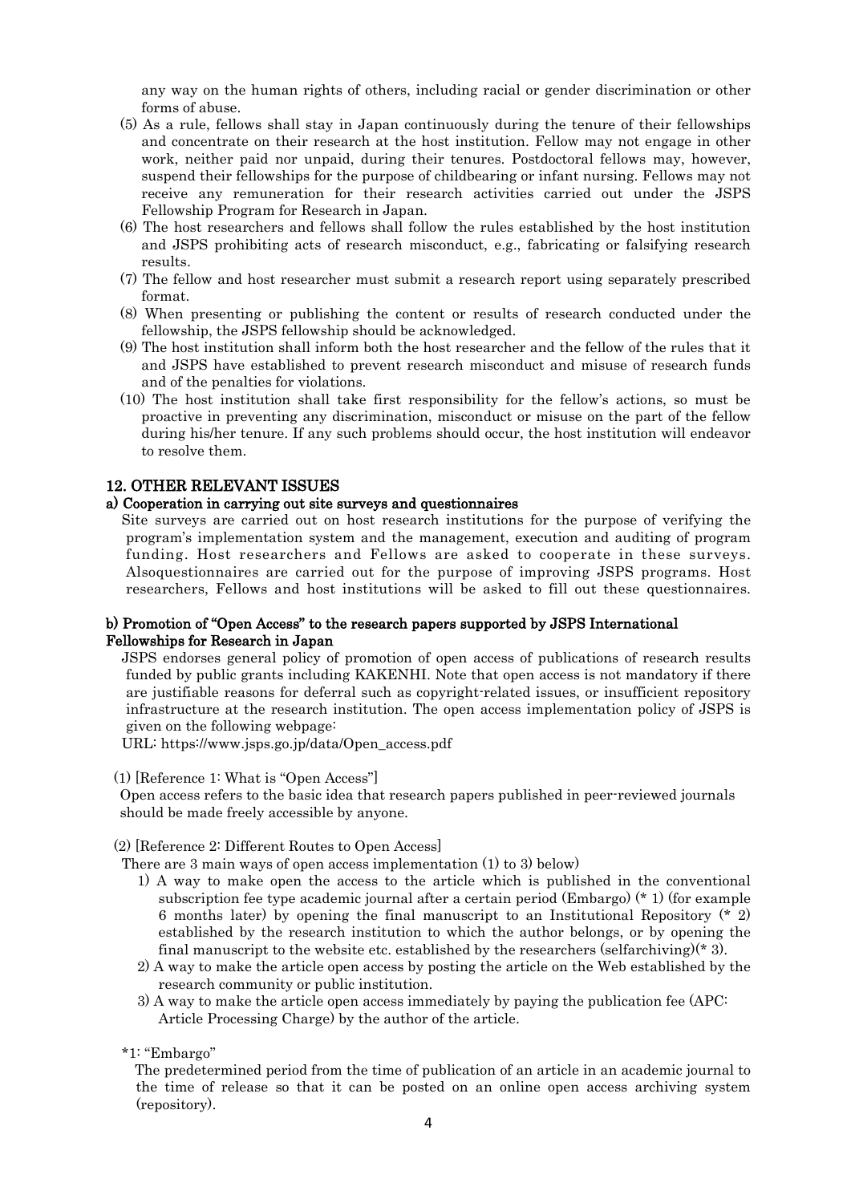any way on the human rights of others, including racial or gender discrimination or other forms of abuse.

(5) As a rule, fellows shall stay in Japan continuously during the tenure of their fellowships and concentrate on their research at the host institution. Fellow may not engage in other work, neither paid nor unpaid, during their tenures. Postdoctoral fellows may, however, suspend their fellowships for the purpose of childbearing or infant nursing. Fellows may not receive any remuneration for their research activities carried out under the JSPS Fellowship Program for Research in Japan.

(6) The host researchers and fellows shall follow the rules established by the host institution and JSPS prohibiting acts of research misconduct, e.g., fabricating or falsifying research results.

(7) The fellow and host researcher must submit a research report using separately prescribed format.

(8) When presenting or publishing the content or results of research conducted under the fellowship, the JSPS fellowship should be acknowledged.

(9) The host institution shall inform both the host researcher and the fellow of the rules that it and JSPS have established to prevent research misconduct and misuse of research funds and of the penalties for violations.

(10) The host institution shall take first responsibility for the fellow's actions, so must be proactive in preventing any discrimination, misconduct or misuse on the part of the fellow during his/her tenure. If any such problems should occur, the host institution will endeavor to resolve them.

## 12. OTHER RELEVANT ISSUES

### a) Cooperation in carrying out site surveys and questionnaires

Site surveys are carried out on host research institutions for the purpose of verifying the program's implementation system and the management, execution and auditing of program funding. Host researchers and Fellows are asked to cooperate in these surveys. Alsoquestionnaires are carried out for the purpose of improving JSPS programs. Host researchers, Fellows and host institutions will be asked to fill out these questionnaires.

### b) Promotion of "Open Access" to the research papers supported by JSPS International Fellowships for Research in Japan

JSPS endorses general policy of promotion of open access of publications of research results funded by public grants including KAKENHI. Note that open access is not mandatory if there are justifiable reasons for deferral such as copyright-related issues, or insufficient repository infrastructure at the research institution. The open access implementation policy of JSPS is given on the following webpage:

URL: https://www.jsps.go.jp/data/Open_access.pdf

(1) [Reference 1: What is "Open Access"]

Open access refers to the basic idea that research papers published in peer-reviewed journals should be made freely accessible by anyone.

(2) [Reference 2: Different Routes to Open Access]

There are 3 main ways of open access implementation (1) to 3) below)

1) A way to make open the access to the article which is published in the conventional subscription fee type academic journal after a certain period (Embargo) (* 1) (for example 6 months later) by opening the final manuscript to an Institutional Repository (* 2) established by the research institution to which the author belongs, or by opening the final manuscript to the website etc. established by the researchers (selfarchiving)(* 3).
2) A way to make the article open access by posting the article on the Web established by the research community or public institution.
3) A way to make the article open access immediately by paying the publication fee (APC: Article Processing Charge) by the author of the article.

*1: "Embargo"

The predetermined period from the time of publication of an article in an academic journal to the time of release so that it can be posted on an online open access archiving system (repository).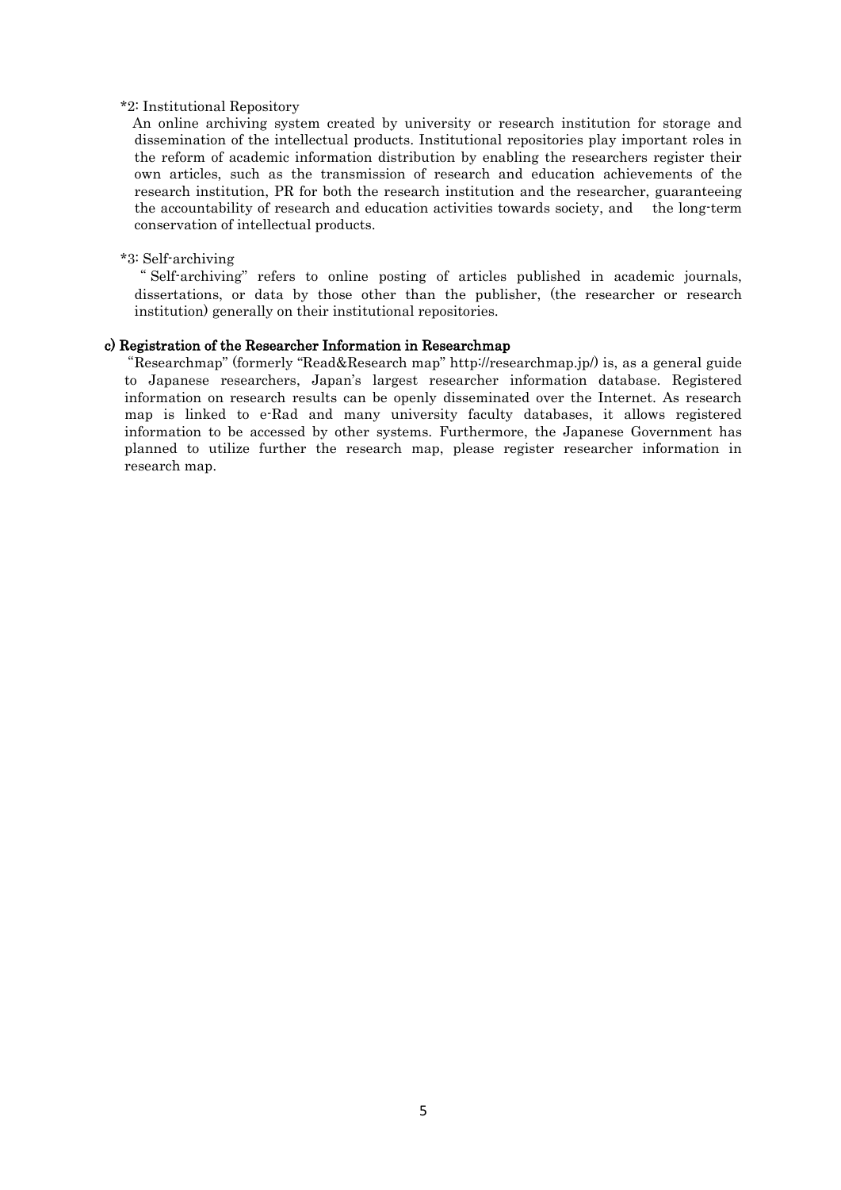\*2: Institutional Repository

An online archiving system created by university or research institution for storage and dissemination of the intellectual products. Institutional repositories play important roles in the reform of academic information distribution by enabling the researchers register their own articles, such as the transmission of research and education achievements of the research institution, PR for both the research institution and the researcher, guaranteeing the accountability of research and education activities towards society, and the long-term conservation of intellectual products.

\*3: Self-archiving

" Self-archiving" refers to online posting of articles published in academic journals, dissertations, or data by those other than the publisher, (the researcher or research institution) generally on their institutional repositories.

### c) Registration of the Researcher Information in Researchmap

"Researchmap" (formerly "Read&Research map" http://researchmap.jp/) is, as a general guide to Japanese researchers, Japan's largest researcher information database. Registered information on research results can be openly disseminated over the Internet. As research map is linked to e-Rad and many university faculty databases, it allows registered information to be accessed by other systems. Furthermore, the Japanese Government has planned to utilize further the research map, please register researcher information in research map.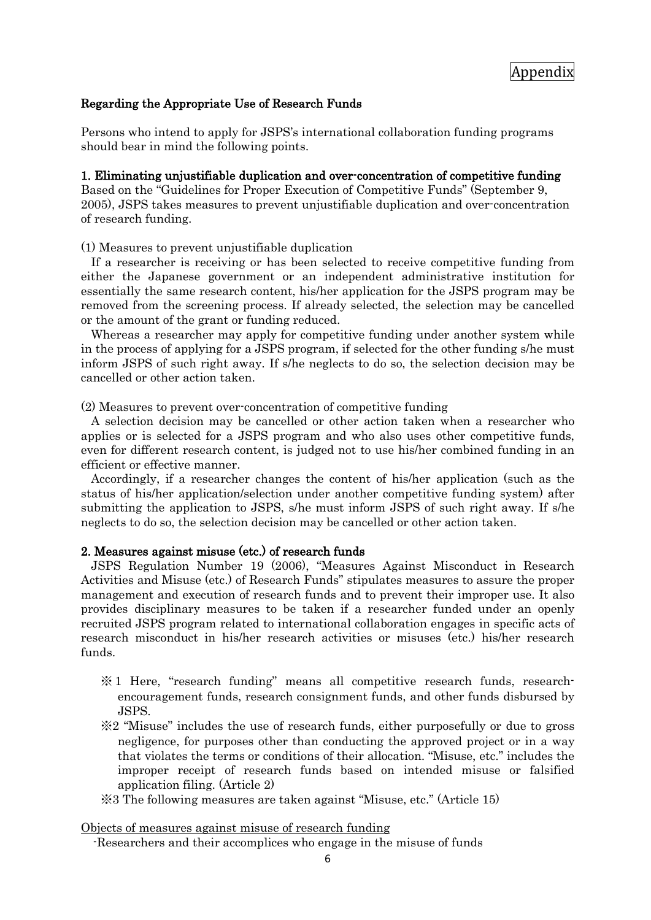Appendix

## Regarding the Appropriate Use of Research Funds

Persons who intend to apply for JSPS's international collaboration funding programs should bear in mind the following points.

### 1. Eliminating unjustifiable duplication and over-concentration of competitive funding

Based on the "Guidelines for Proper Execution of Competitive Funds" (September 9, 2005), JSPS takes measures to prevent unjustifiable duplication and over-concentration of research funding.

(1) Measures to prevent unjustifiable duplication

If a researcher is receiving or has been selected to receive competitive funding from either the Japanese government or an independent administrative institution for essentially the same research content, his/her application for the JSPS program may be removed from the screening process. If already selected, the selection may be cancelled or the amount of the grant or funding reduced.

Whereas a researcher may apply for competitive funding under another system while in the process of applying for a JSPS program, if selected for the other funding s/he must inform JSPS of such right away. If s/he neglects to do so, the selection decision may be cancelled or other action taken.

(2) Measures to prevent over-concentration of competitive funding

A selection decision may be cancelled or other action taken when a researcher who applies or is selected for a JSPS program and who also uses other competitive funds, even for different research content, is judged not to use his/her combined funding in an efficient or effective manner.

Accordingly, if a researcher changes the content of his/her application (such as the status of his/her application/selection under another competitive funding system) after submitting the application to JSPS, s/he must inform JSPS of such right away. If s/he neglects to do so, the selection decision may be cancelled or other action taken.

### 2. Measures against misuse (etc.) of research funds

JSPS Regulation Number 19 (2006), "Measures Against Misconduct in Research Activities and Misuse (etc.) of Research Funds" stipulates measures to assure the proper management and execution of research funds and to prevent their improper use. It also provides disciplinary measures to be taken if a researcher funded under an openly recruited JSPS program related to international collaboration engages in specific acts of research misconduct in his/her research activities or misuses (etc.) his/her research funds.

- ※1 Here, "research funding" means all competitive research funds, research-encouragement funds, research consignment funds, and other funds disbursed by JSPS.
- ※2 "Misuse" includes the use of research funds, either purposefully or due to gross negligence, for purposes other than conducting the approved project or in a way that violates the terms or conditions of their allocation. "Misuse, etc." includes the improper receipt of research funds based on intended misuse or falsified application filing. (Article 2)
- ※3 The following measures are taken against "Misuse, etc." (Article 15)

<u>Objects of measures against misuse of research funding</u>

-Researchers and their accomplices who engage in the misuse of funds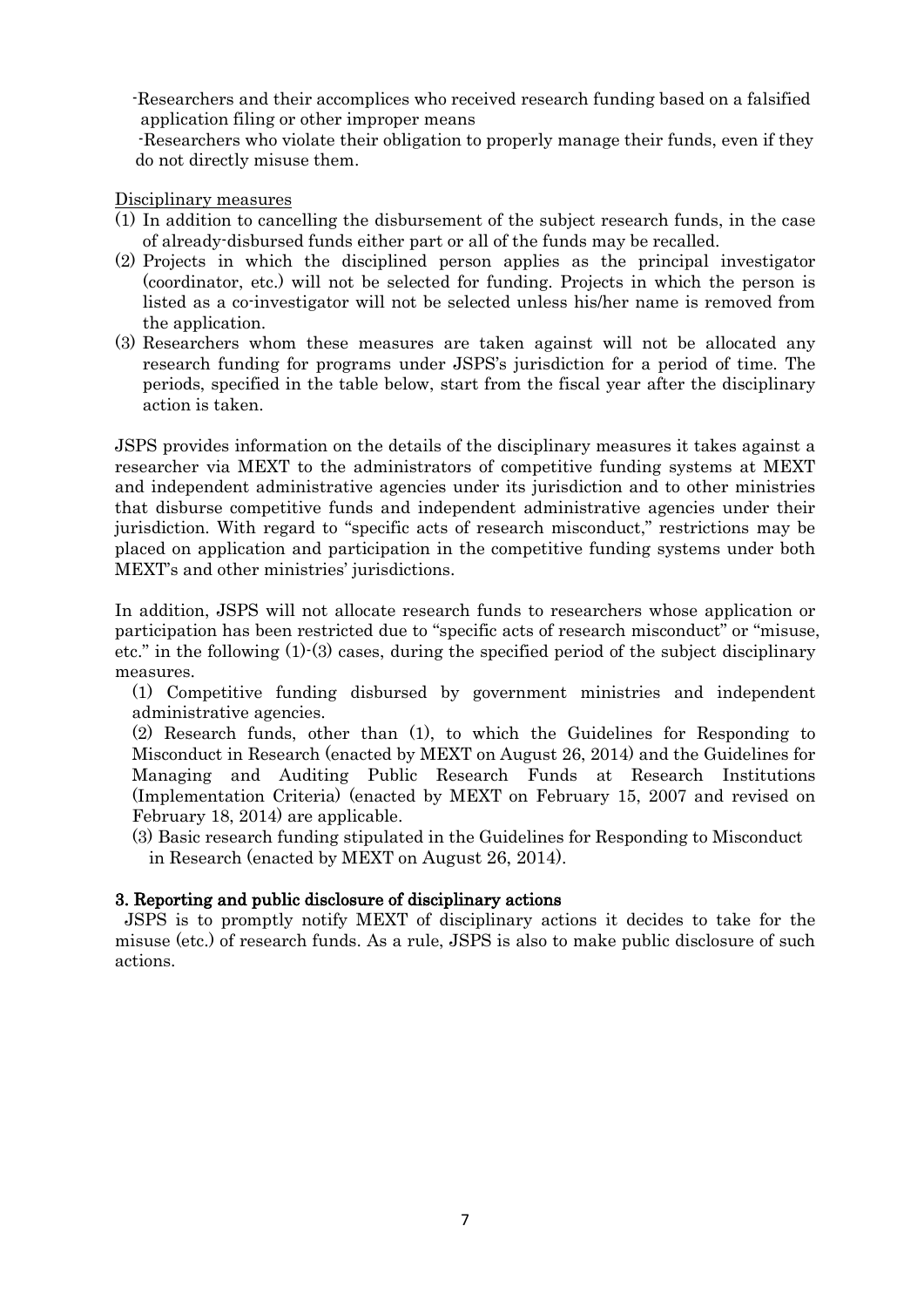-Researchers and their accomplices who received research funding based on a falsified application filing or other improper means

-Researchers who violate their obligation to properly manage their funds, even if they do not directly misuse them.

Disciplinary measures

(1) In addition to cancelling the disbursement of the subject research funds, in the case of already-disbursed funds either part or all of the funds may be recalled.

(2) Projects in which the disciplined person applies as the principal investigator (coordinator, etc.) will not be selected for funding. Projects in which the person is listed as a co-investigator will not be selected unless his/her name is removed from the application.

(3) Researchers whom these measures are taken against will not be allocated any research funding for programs under JSPS's jurisdiction for a period of time. The periods, specified in the table below, start from the fiscal year after the disciplinary action is taken.

JSPS provides information on the details of the disciplinary measures it takes against a researcher via MEXT to the administrators of competitive funding systems at MEXT and independent administrative agencies under its jurisdiction and to other ministries that disburse competitive funds and independent administrative agencies under their jurisdiction. With regard to "specific acts of research misconduct," restrictions may be placed on application and participation in the competitive funding systems under both MEXT's and other ministries' jurisdictions.

In addition, JSPS will not allocate research funds to researchers whose application or participation has been restricted due to "specific acts of research misconduct" or "misuse, etc." in the following (1)-(3) cases, during the specified period of the subject disciplinary measures.

(1) Competitive funding disbursed by government ministries and independent administrative agencies.

(2) Research funds, other than (1), to which the Guidelines for Responding to Misconduct in Research (enacted by MEXT on August 26, 2014) and the Guidelines for Managing and Auditing Public Research Funds at Research Institutions (Implementation Criteria) (enacted by MEXT on February 15, 2007 and revised on February 18, 2014) are applicable.

(3) Basic research funding stipulated in the Guidelines for Responding to Misconduct in Research (enacted by MEXT on August 26, 2014).

### 3. Reporting and public disclosure of disciplinary actions

JSPS is to promptly notify MEXT of disciplinary actions it decides to take for the misuse (etc.) of research funds. As a rule, JSPS is also to make public disclosure of such actions.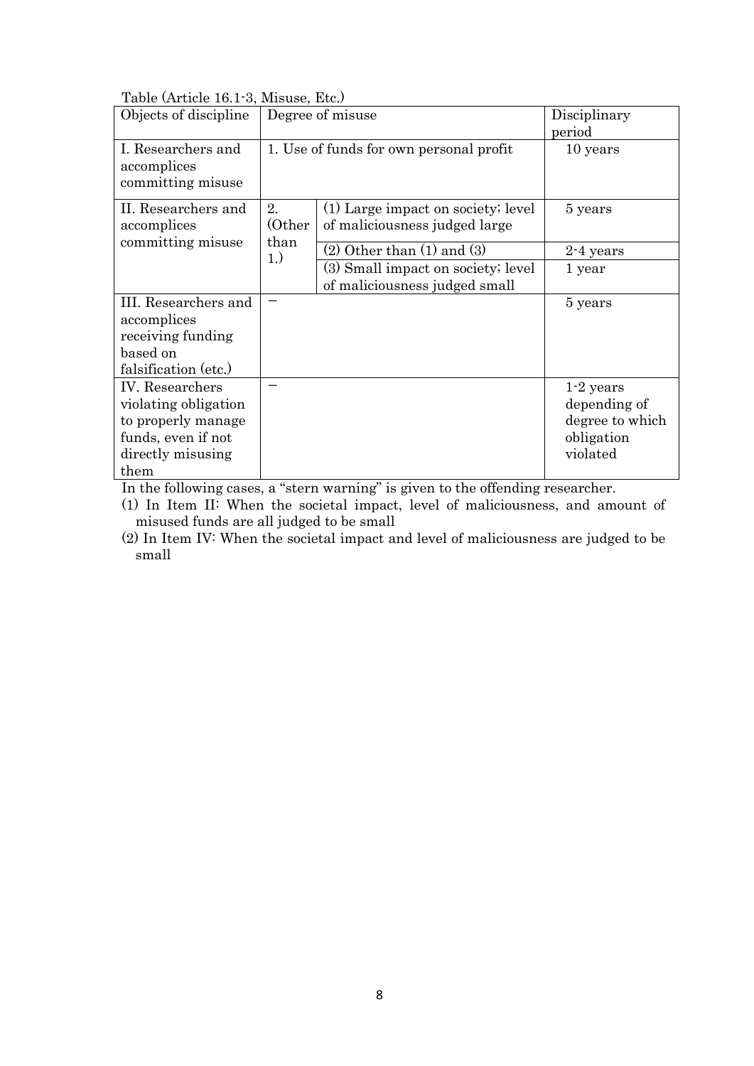Table (Article 16.1-3, Misuse, Etc.)

| Objects of discipline | Degree of misuse | | Disciplinary period |
|---|---|---|---|
| I. Researchers and accomplices committing misuse | 1. Use of funds for own personal profit | | 10 years |
| II. Researchers and accomplices committing misuse | 2. (Other than 1.) | (1) Large impact on society; level of maliciousness judged large | 5 years |
| | | (2) Other than (1) and (3) | 2-4 years |
| | | (3) Small impact on society; level of maliciousness judged small | 1 year |
| III. Researchers and accomplices receiving funding based on falsification (etc.) | — | | 5 years |
| IV. Researchers violating obligation to properly manage funds, even if not directly misusing them | — | | 1-2 years depending of degree to which obligation violated |

In the following cases, a “stern warning” is given to the offending researcher.

(1) In Item II: When the societal impact, level of maliciousness, and amount of misused funds are all judged to be small

(2) In Item IV: When the societal impact and level of maliciousness are judged to be small